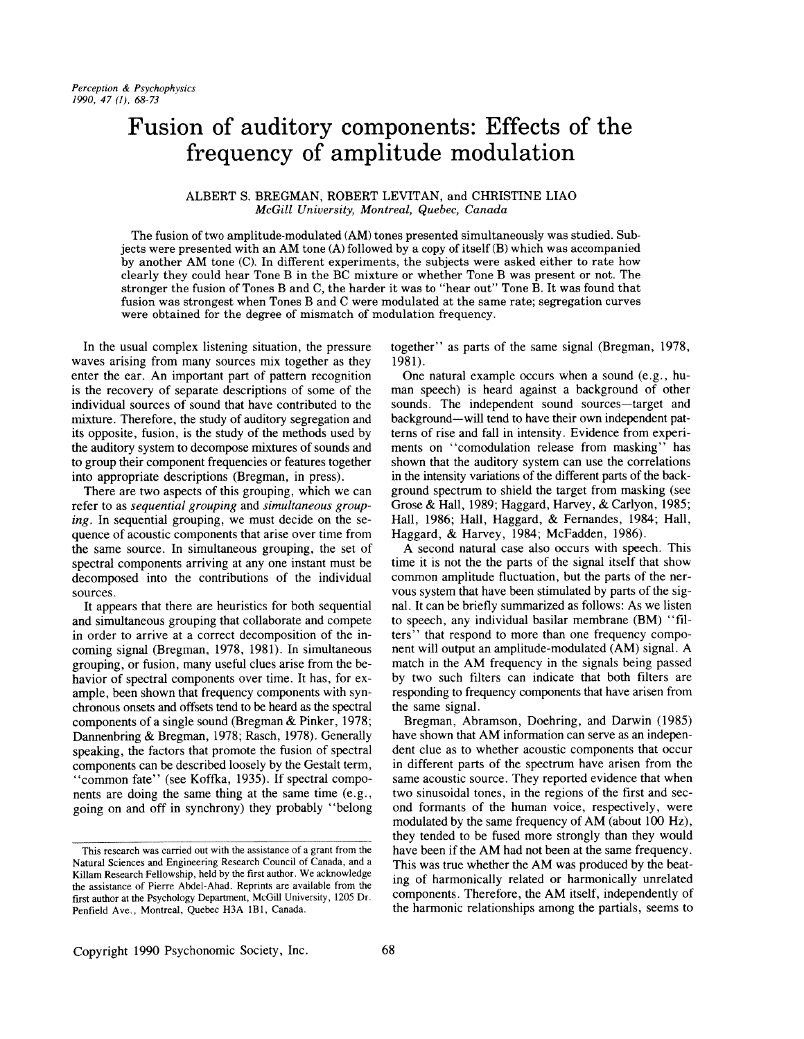# Fusion of auditory components: Effects of the frequency of amplitude modulation

ALBERT S. BREGMAN, ROBERT LEVITAN, and CHRISTINE LIAO
*McGill University, Montreal, Quebec, Canada*

The fusion of two amplitude-modulated (AM) tones presented simultaneously was studied. Subjects were presented with an AM tone (A) followed by a copy of itself (B) which was accompanied by another AM tone (C). In different experiments, the subjects were asked either to rate how clearly they could hear Tone B in the BC mixture or whether Tone B was present or not. The stronger the fusion of Tones B and C, the harder it was to "hear out" Tone B. It was found that fusion was strongest when Tones B and C were modulated at the same rate; segregation curves were obtained for the degree of mismatch of modulation frequency.

In the usual complex listening situation, the pressure waves arising from many sources mix together as they enter the ear. An important part of pattern recognition is the recovery of separate descriptions of some of the individual sources of sound that have contributed to the mixture. Therefore, the study of auditory segregation and its opposite, fusion, is the study of the methods used by the auditory system to decompose mixtures of sounds and to group their component frequencies or features together into appropriate descriptions (Bregman, in press).

There are two aspects of this grouping, which we can refer to as *sequential grouping* and *simultaneous grouping*. In sequential grouping, we must decide on the sequence of acoustic components that arise over time from the same source. In simultaneous grouping, the set of spectral components arriving at any one instant must be decomposed into the contributions of the individual sources.

It appears that there are heuristics for both sequential and simultaneous grouping that collaborate and compete in order to arrive at a correct decomposition of the incoming signal (Bregman, 1978, 1981). In simultaneous grouping, or fusion, many useful clues arise from the behavior of spectral components over time. It has, for example, been shown that frequency components with synchronous onsets and offsets tend to be heard as the spectral components of a single sound (Bregman & Pinker, 1978; Dannenbring & Bregman, 1978; Rasch, 1978). Generally speaking, the factors that promote the fusion of spectral components can be described loosely by the Gestalt term, "common fate" (see Koffka, 1935). If spectral components are doing the same thing at the same time (e.g., going on and off in synchrony) they probably "belong together" as parts of the same signal (Bregman, 1978, 1981).

One natural example occurs when a sound (e.g., human speech) is heard against a background of other sounds. The independent sound sources—target and background—will tend to have their own independent patterns of rise and fall in intensity. Evidence from experiments on "comodulation release from masking" has shown that the auditory system can use the correlations in the intensity variations of the different parts of the background spectrum to shield the target from masking (see Grose & Hall, 1989; Haggard, Harvey, & Carlyon, 1985; Hall, 1986; Hall, Haggard, & Fernandes, 1984; Hall, Haggard, & Harvey, 1984; McFadden, 1986).

A second natural case also occurs with speech. This time it is not the the parts of the signal itself that show common amplitude fluctuation, but the parts of the nervous system that have been stimulated by parts of the signal. It can be briefly summarized as follows: As we listen to speech, any individual basilar membrane (BM) "filters" that respond to more than one frequency component will output an amplitude-modulated (AM) signal. A match in the AM frequency in the signals being passed by two such filters can indicate that both filters are responding to frequency components that have arisen from the same signal.

Bregman, Abramson, Doehring, and Darwin (1985) have shown that AM information can serve as an independent clue as to whether acoustic components that occur in different parts of the spectrum have arisen from the same acoustic source. They reported evidence that when two sinusoidal tones, in the regions of the first and second formants of the human voice, respectively, were modulated by the same frequency of AM (about 100 Hz), they tended to be fused more strongly than they would have been if the AM had not been at the same frequency. This was true whether the AM was produced by the beating of harmonically related or harmonically unrelated components. Therefore, the AM itself, independently of the harmonic relationships among the partials, seems to

---

This research was carried out with the assistance of a grant from the Natural Sciences and Engineering Research Council of Canada, and a Killam Research Fellowship, held by the first author. We acknowledge the assistance of Pierre Abdel-Ahad. Reprints are available from the first author at the Psychology Department, McGill University, 1205 Dr. Penfield Ave., Montreal, Quebec H3A 1B1, Canada.

Copyright 1990 Psychonomic Society, Inc.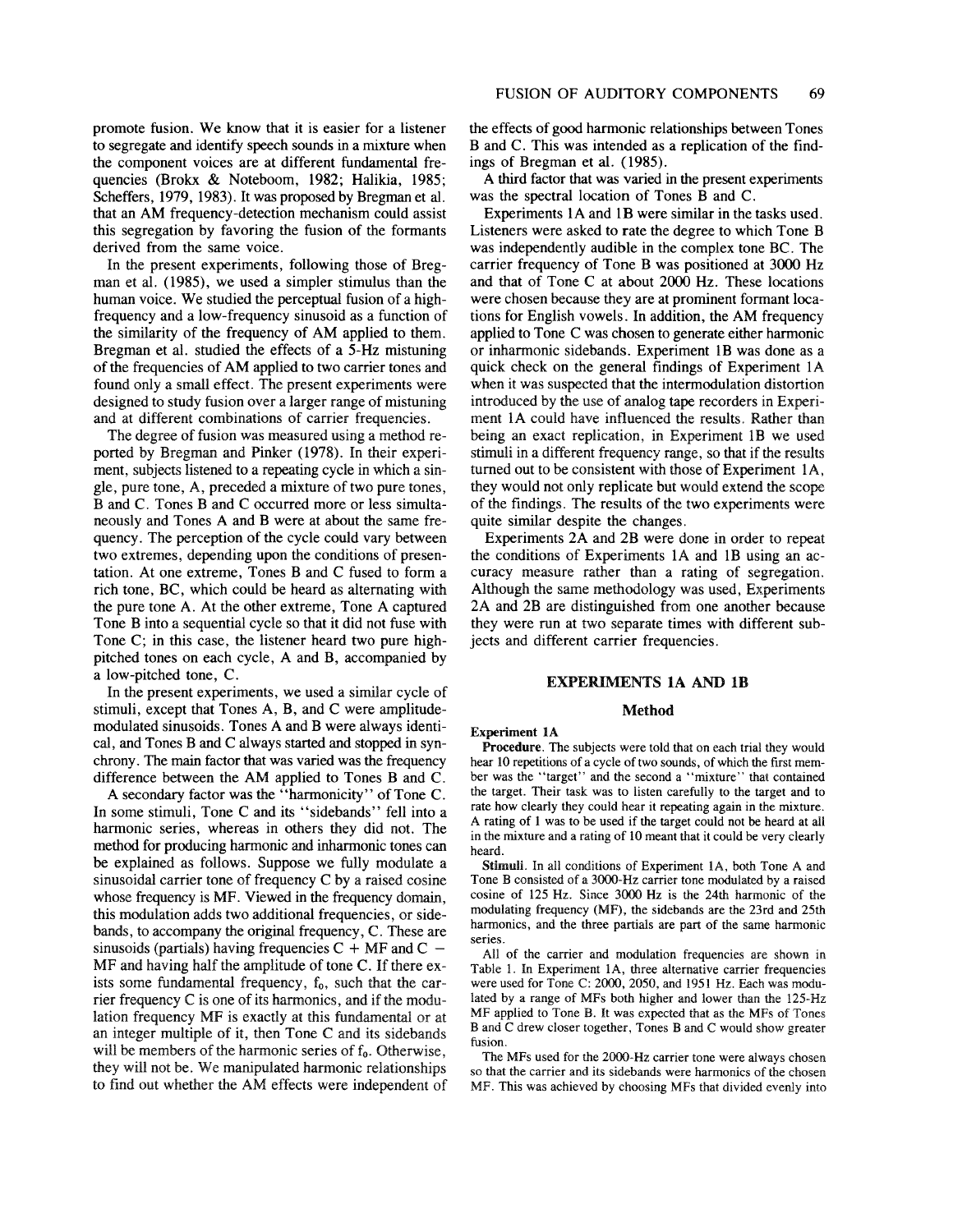promote fusion. We know that it is easier for a listener to segregate and identify speech sounds in a mixture when the component voices are at different fundamental frequencies (Brokx & Noteboom, 1982; Halikia, 1985; Scheffers, 1979, 1983). It was proposed by Bregman et al. that an AM frequency-detection mechanism could assist this segregation by favoring the fusion of the formants derived from the same voice.

In the present experiments, following those of Bregman et al. (1985), we used a simpler stimulus than the human voice. We studied the perceptual fusion of a high-frequency and a low-frequency sinusoid as a function of the similarity of the frequency of AM applied to them. Bregman et al. studied the effects of a 5-Hz mistuning of the frequencies of AM applied to two carrier tones and found only a small effect. The present experiments were designed to study fusion over a larger range of mistuning and at different combinations of carrier frequencies.

The degree of fusion was measured using a method reported by Bregman and Pinker (1978). In their experiment, subjects listened to a repeating cycle in which a single, pure tone, A, preceded a mixture of two pure tones, B and C. Tones B and C occurred more or less simultaneously and Tones A and B were at about the same frequency. The perception of the cycle could vary between two extremes, depending upon the conditions of presentation. At one extreme, Tones B and C fused to form a rich tone, BC, which could be heard as alternating with the pure tone A. At the other extreme, Tone A captured Tone B into a sequential cycle so that it did not fuse with Tone C; in this case, the listener heard two pure high-pitched tones on each cycle, A and B, accompanied by a low-pitched tone, C.

In the present experiments, we used a similar cycle of stimuli, except that Tones A, B, and C were amplitude-modulated sinusoids. Tones A and B were always identical, and Tones B and C always started and stopped in synchrony. The main factor that was varied was the frequency difference between the AM applied to Tones B and C.

A secondary factor was the "harmonicity" of Tone C. In some stimuli, Tone C and its "sidebands" fell into a harmonic series, whereas in others they did not. The method for producing harmonic and inharmonic tones can be explained as follows. Suppose we fully modulate a sinusoidal carrier tone of frequency C by a raised cosine whose frequency is MF. Viewed in the frequency domain, this modulation adds two additional frequencies, or sidebands, to accompany the original frequency, C. These are sinusoids (partials) having frequencies C + MF and C − MF and having half the amplitude of tone C. If there exists some fundamental frequency, $f_0$, such that the carrier frequency C is one of its harmonics, and if the modulation frequency MF is exactly at this fundamental or at an integer multiple of it, then Tone C and its sidebands will be members of the harmonic series of $f_0$. Otherwise, they will not be. We manipulated harmonic relationships to find out whether the AM effects were independent of the effects of good harmonic relationships between Tones B and C. This was intended as a replication of the findings of Bregman et al. (1985).

A third factor that was varied in the present experiments was the spectral location of Tones B and C.

Experiments 1A and 1B were similar in the tasks used. Listeners were asked to rate the degree to which Tone B was independently audible in the complex tone BC. The carrier frequency of Tone B was positioned at 3000 Hz and that of Tone C at about 2000 Hz. These locations were chosen because they are at prominent formant locations for English vowels. In addition, the AM frequency applied to Tone C was chosen to generate either harmonic or inharmonic sidebands. Experiment 1B was done as a quick check on the general findings of Experiment 1A when it was suspected that the intermodulation distortion introduced by the use of analog tape recorders in Experiment 1A could have influenced the results. Rather than being an exact replication, in Experiment 1B we used stimuli in a different frequency range, so that if the results turned out to be consistent with those of Experiment 1A, they would not only replicate but would extend the scope of the findings. The results of the two experiments were quite similar despite the changes.

Experiments 2A and 2B were done in order to repeat the conditions of Experiments 1A and 1B using an accuracy measure rather than a rating of segregation. Although the same methodology was used, Experiments 2A and 2B are distinguished from one another because they were run at two separate times with different subjects and different carrier frequencies.

## EXPERIMENTS 1A AND 1B

### Method

#### Experiment 1A

**Procedure.** The subjects were told that on each trial they would hear 10 repetitions of a cycle of two sounds, of which the first member was the "target" and the second a "mixture" that contained the target. Their task was to listen carefully to the target and to rate how clearly they could hear it repeating again in the mixture. A rating of 1 was to be used if the target could not be heard at all in the mixture and a rating of 10 meant that it could be very clearly heard.

**Stimuli.** In all conditions of Experiment 1A, both Tone A and Tone B consisted of a 3000-Hz carrier tone modulated by a raised cosine of 125 Hz. Since 3000 Hz is the 24th harmonic of the modulating frequency (MF), the sidebands are the 23rd and 25th harmonics, and the three partials are part of the same harmonic series.

All of the carrier and modulation frequencies are shown in Table 1. In Experiment 1A, three alternative carrier frequencies were used for Tone C: 2000, 2050, and 1951 Hz. Each was modulated by a range of MFs both higher and lower than the 125-Hz MF applied to Tone B. It was expected that as the MFs of Tones B and C drew closer together, Tones B and C would show greater fusion.

The MFs used for the 2000-Hz carrier tone were always chosen so that the carrier and its sidebands were harmonics of the chosen MF. This was achieved by choosing MFs that divided evenly into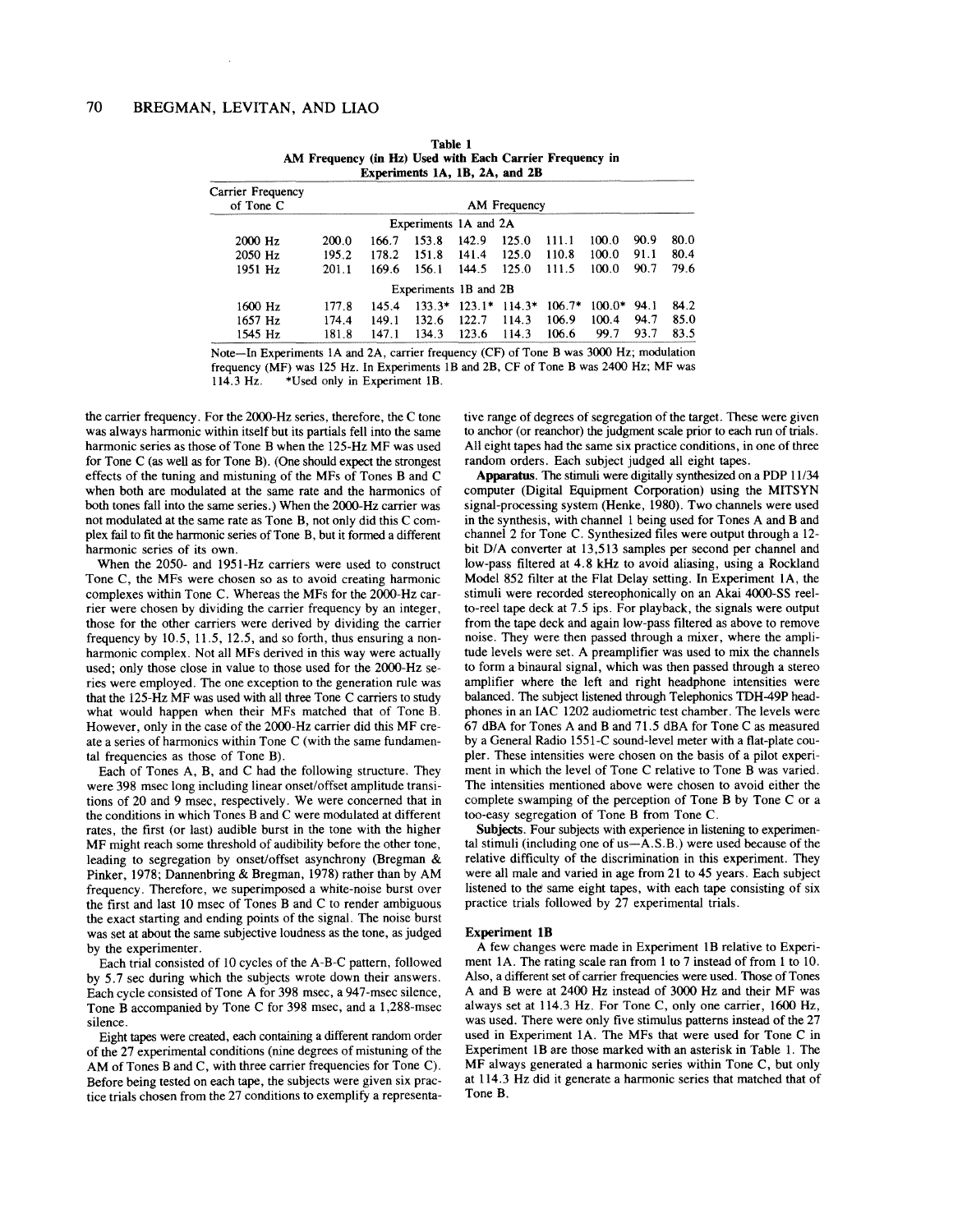**Table 1**
**AM Frequency (in Hz) Used with Each Carrier Frequency in Experiments 1A, 1B, 2A, and 2B**

| Carrier Frequency of Tone C | AM Frequency | | | | | | | | |
|---|---|---|---|---|---|---|---|---|---|
| | Experiments 1A and 2A | | | | | | | | |
| 2000 Hz | 200.0 | 166.7 | 153.8 | 142.9 | 125.0 | 111.1 | 100.0 | 90.9 | 80.0 |
| 2050 Hz | 195.2 | 178.2 | 151.8 | 141.4 | 125.0 | 110.8 | 100.0 | 91.1 | 80.4 |
| 1951 Hz | 201.1 | 169.6 | 156.1 | 144.5 | 125.0 | 111.5 | 100.0 | 90.7 | 79.6 |
| | Experiments 1B and 2B | | | | | | | | |
| 1600 Hz | 177.8 | 145.4 | 133.3* | 123.1* | 114.3* | 106.7* | 100.0* | 94.1 | 84.2 |
| 1657 Hz | 174.4 | 149.1 | 132.6 | 122.7 | 114.3 | 106.9 | 100.4 | 94.7 | 85.0 |
| 1545 Hz | 181.8 | 147.1 | 134.3 | 123.6 | 114.3 | 106.6 | 99.7 | 93.7 | 83.5 |

Note—In Experiments 1A and 2A, carrier frequency (CF) of Tone B was 3000 Hz; modulation frequency (MF) was 125 Hz. In Experiments 1B and 2B, CF of Tone B was 2400 Hz; MF was 114.3 Hz. *Used only in Experiment 1B.

the carrier frequency. For the 2000-Hz series, therefore, the C tone was always harmonic within itself but its partials fell into the same harmonic series as those of Tone B when the 125-Hz MF was used for Tone C (as well as for Tone B). (One should expect the strongest effects of the tuning and mistuning of the MFs of Tones B and C when both are modulated at the same rate and the harmonics of both tones fall into the same series.) When the 2000-Hz carrier was not modulated at the same rate as Tone B, not only did this C complex fail to fit the harmonic series of Tone B, but it formed a different harmonic series of its own.

When the 2050- and 1951-Hz carriers were used to construct Tone C, the MFs were chosen so as to avoid creating harmonic complexes within Tone C. Whereas the MFs for the 2000-Hz carrier were chosen by dividing the carrier frequency by an integer, those for the other carriers were derived by dividing the carrier frequency by 10.5, 11.5, 12.5, and so forth, thus ensuring a nonharmonic complex. Not all MFs derived in this way were actually used; only those close in value to those used for the 2000-Hz series were employed. The one exception to the generation rule was that the 125-Hz MF was used with all three Tone C carriers to study what would happen when their MFs matched that of Tone B. However, only in the case of the 2000-Hz carrier did this MF create a series of harmonics within Tone C (with the same fundamental frequencies as those of Tone B).

Each of Tones A, B, and C had the following structure. They were 398 msec long including linear onset/offset amplitude transitions of 20 and 9 msec, respectively. We were concerned that in the conditions in which Tones B and C were modulated at different rates, the first (or last) audible burst in the tone with the higher MF might reach some threshold of audibility before the other tone, leading to segregation by onset/offset asynchrony (Bregman & Pinker, 1978; Dannenbring & Bregman, 1978) rather than by AM frequency. Therefore, we superimposed a white-noise burst over the first and last 10 msec of Tones B and C to render ambiguous the exact starting and ending points of the signal. The noise burst was set at about the same subjective loudness as the tone, as judged by the experimenter.

Each trial consisted of 10 cycles of the A-B-C pattern, followed by 5.7 sec during which the subjects wrote down their answers. Each cycle consisted of Tone A for 398 msec, a 947-msec silence, Tone B accompanied by Tone C for 398 msec, and a 1,288-msec silence.

Eight tapes were created, each containing a different random order of the 27 experimental conditions (nine degrees of mistuning of the AM of Tones B and C, with three carrier frequencies for Tone C). Before being tested on each tape, the subjects were given six practice trials chosen from the 27 conditions to exemplify a representative range of degrees of segregation of the target. These were given to anchor (or reanchor) the judgment scale prior to each run of trials. All eight tapes had the same six practice conditions, in one of three random orders. Each subject judged all eight tapes.

**Apparatus.** The stimuli were digitally synthesized on a PDP 11/34 computer (Digital Equipment Corporation) using the MITSYN signal-processing system (Henke, 1980). Two channels were used in the synthesis, with channel 1 being used for Tones A and B and channel 2 for Tone C. Synthesized files were output through a 12-bit D/A converter at 13,513 samples per second per channel and low-pass filtered at 4.8 kHz to avoid aliasing, using a Rockland Model 852 filter at the Flat Delay setting. In Experiment 1A, the stimuli were recorded stereophonically on an Akai 4000-SS reel-to-reel tape deck at 7.5 ips. For playback, the signals were output from the tape deck and again low-pass filtered as above to remove noise. They were then passed through a mixer, where the amplitude levels were set. A preamplifier was used to mix the channels to form a binaural signal, which was then passed through a stereo amplifier where the left and right headphone intensities were balanced. The subject listened through Telephonics TDH-49P headphones in an IAC 1202 audiometric test chamber. The levels were 67 dBA for Tones A and B and 71.5 dBA for Tone C as measured by a General Radio 1551-C sound-level meter with a flat-plate coupler. These intensities were chosen on the basis of a pilot experiment in which the level of Tone C relative to Tone B was varied. The intensities mentioned above were chosen to avoid either the complete swamping of the perception of Tone B by Tone C or a too-easy segregation of Tone B from Tone C.

**Subjects.** Four subjects with experience in listening to experimental stimuli (including one of us—A.S.B.) were used because of the relative difficulty of the discrimination in this experiment. They were all male and varied in age from 21 to 45 years. Each subject listened to the same eight tapes, with each tape consisting of six practice trials followed by 27 experimental trials.

### Experiment 1B

A few changes were made in Experiment 1B relative to Experiment 1A. The rating scale ran from 1 to 7 instead of from 1 to 10. Also, a different set of carrier frequencies were used. Those of Tones A and B were at 2400 Hz instead of 3000 Hz and their MF was always set at 114.3 Hz. For Tone C, only one carrier, 1600 Hz, was used. There were only five stimulus patterns instead of the 27 used in Experiment 1A. The MFs that were used for Tone C in Experiment 1B are those marked with an asterisk in Table 1. The MF always generated a harmonic series within Tone C, but only at 114.3 Hz did it generate a harmonic series that matched that of Tone B.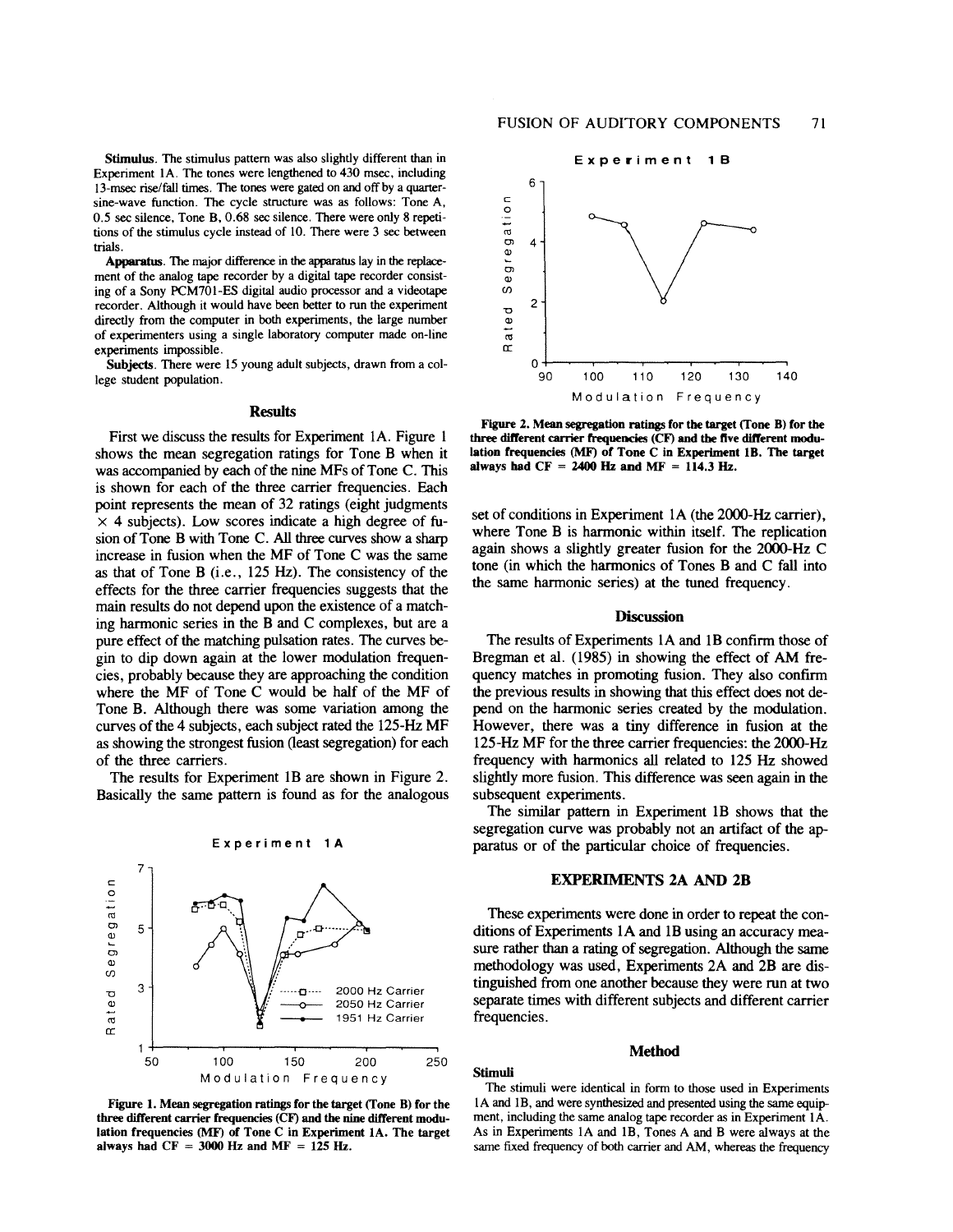**Stimulus.** The stimulus pattern was also slightly different than in Experiment 1A. The tones were lengthened to 430 msec, including 13-msec rise/fall times. The tones were gated on and off by a quarter-sine-wave function. The cycle structure was as follows: Tone A, 0.5 sec silence, Tone B, 0.68 sec silence. There were only 8 repetitions of the stimulus cycle instead of 10. There were 3 sec between trials.

**Apparatus.** The major difference in the apparatus lay in the replacement of the analog tape recorder by a digital tape recorder consisting of a Sony PCM701-ES digital audio processor and a videotape recorder. Although it would have been better to run the experiment directly from the computer in both experiments, the large number of experimenters using a single laboratory computer made on-line experiments impossible.

**Subjects.** There were 15 young adult subjects, drawn from a college student population.

### Results

First we discuss the results for Experiment 1A. Figure 1 shows the mean segregation ratings for Tone B when it was accompanied by each of the nine MFs of Tone C. This is shown for each of the three carrier frequencies. Each point represents the mean of 32 ratings (eight judgments × 4 subjects). Low scores indicate a high degree of fusion of Tone B with Tone C. All three curves show a sharp increase in fusion when the MF of Tone C was the same as that of Tone B (i.e., 125 Hz). The consistency of the effects for the three carrier frequencies suggests that the main results do not depend upon the existence of a matching harmonic series in the B and C complexes, but are a pure effect of the matching pulsation rates. The curves begin to dip down again at the lower modulation frequencies, probably because they are approaching the condition where the MF of Tone C would be half of the MF of Tone B. Although there was some variation among the curves of the 4 subjects, each subject rated the 125-Hz MF as showing the strongest fusion (least segregation) for each of the three carriers.

The results for Experiment 1B are shown in Figure 2. Basically the same pattern is found as for the analogous set of conditions in Experiment 1A (the 2000-Hz carrier), where Tone B is harmonic within itself. The replication again shows a slightly greater fusion for the 2000-Hz C tone (in which the harmonics of Tones B and C fall into the same harmonic series) at the tuned frequency.

**Figure 1. Mean segregation ratings for the target (Tone B) for the three different carrier frequencies (CF) and the nine different modulation frequencies (MF) of Tone C in Experiment 1A. The target always had CF = 3000 Hz and MF = 125 Hz.**

**Figure 2. Mean segregation ratings for the target (Tone B) for the three different carrier frequencies (CF) and the five different modulation frequencies (MF) of Tone C in Experiment 1B. The target always had CF = 2400 Hz and MF = 114.3 Hz.**

### Discussion

The results of Experiments 1A and 1B confirm those of Bregman et al. (1985) in showing the effect of AM frequency matches in promoting fusion. They also confirm the previous results in showing that this effect does not depend on the harmonic series created by the modulation. However, there was a tiny difference in fusion at the 125-Hz MF for the three carrier frequencies: the 2000-Hz frequency with harmonics all related to 125 Hz showed slightly more fusion. This difference was seen again in the subsequent experiments.

The similar pattern in Experiment 1B shows that the segregation curve was probably not an artifact of the apparatus or of the particular choice of frequencies.

## EXPERIMENTS 2A AND 2B

These experiments were done in order to repeat the conditions of Experiments 1A and 1B using an accuracy measure rather than a rating of segregation. Although the same methodology was used, Experiments 2A and 2B are distinguished from one another because they were run at two separate times with different subjects and different carrier frequencies.

### Method

#### Stimuli

The stimuli were identical in form to those used in Experiments 1A and 1B, and were synthesized and presented using the same equipment, including the same analog tape recorder as in Experiment 1A. As in Experiments 1A and 1B, Tones A and B were always at the same fixed frequency of both carrier and AM, whereas the frequency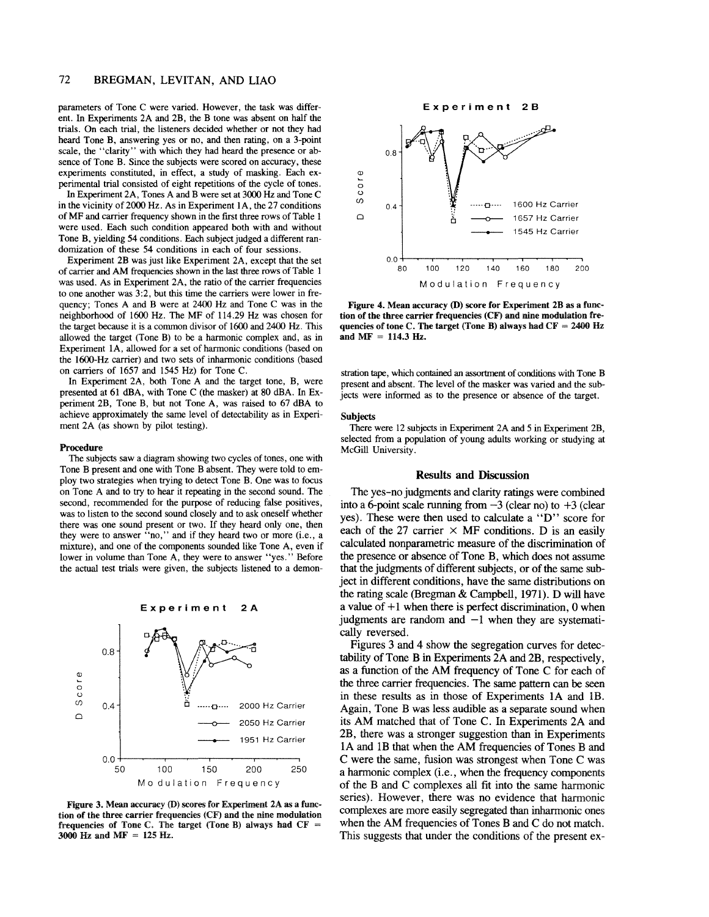parameters of Tone C were varied. However, the task was different. In Experiments 2A and 2B, the B tone was absent on half the trials. On each trial, the listeners decided whether or not they had heard Tone B, answering yes or no, and then rating, on a 3-point scale, the "clarity" with which they had heard the presence or absence of Tone B. Since the subjects were scored on accuracy, these experiments constituted, in effect, a study of masking. Each experimental trial consisted of eight repetitions of the cycle of tones.

In Experiment 2A, Tones A and B were set at 3000 Hz and Tone C in the vicinity of 2000 Hz. As in Experiment 1A, the 27 conditions of MF and carrier frequency shown in the first three rows of Table 1 were used. Each such condition appeared both with and without Tone B, yielding 54 conditions. Each subject judged a different randomization of these 54 conditions in each of four sessions.

Experiment 2B was just like Experiment 2A, except that the set of carrier and AM frequencies shown in the last three rows of Table 1 was used. As in Experiment 2A, the ratio of the carrier frequencies to one another was 3:2, but this time the carriers were lower in frequency; Tones A and B were at 2400 Hz and Tone C was in the neighborhood of 1600 Hz. The MF of 114.29 Hz was chosen for the target because it is a common divisor of 1600 and 2400 Hz. This allowed the target (Tone B) to be a harmonic complex and, as in Experiment 1A, allowed for a set of harmonic conditions (based on the 1600-Hz carrier) and two sets of inharmonic conditions (based on carriers of 1657 and 1545 Hz) for Tone C.

In Experiment 2A, both Tone A and the target tone, B, were presented at 61 dBA, with Tone C (the masker) at 80 dBA. In Experiment 2B, Tone B, but not Tone A, was raised to 67 dBA to achieve approximately the same level of detectability as in Experiment 2A (as shown by pilot testing).

**Procedure**

The subjects saw a diagram showing two cycles of tones, one with Tone B present and one with Tone B absent. They were told to employ two strategies when trying to detect Tone B. One was to focus on Tone A and to try to hear it repeating in the second sound. The second, recommended for the purpose of reducing false positives, was to listen to the second sound closely and to ask oneself whether there was one sound present or two. If they heard only one, then they were to answer "no," and if they heard two or more (i.e., a mixture), and one of the components sounded like Tone A, even if lower in volume than Tone A, they were to answer "yes." Before the actual test trials were given, the subjects listened to a demonstration tape, which contained an assortment of conditions with Tone B present and absent. The level of the masker was varied and the subjects were informed as to the presence or absence of the target.

**Figure 3. Mean accuracy (D) scores for Experiment 2A as a function of the three carrier frequencies (CF) and the nine modulation frequencies of Tone C. The target (Tone B) always had CF = 3000 Hz and MF = 125 Hz.**

**Figure 4. Mean accuracy (D) score for Experiment 2B as a function of the three carrier frequencies (CF) and nine modulation frequencies of tone C. The target (Tone B) always had CF = 2400 Hz and MF = 114.3 Hz.**

**Subjects**

There were 12 subjects in Experiment 2A and 5 in Experiment 2B, selected from a population of young adults working or studying at McGill University.

## Results and Discussion

The yes–no judgments and clarity ratings were combined into a 6-point scale running from −3 (clear no) to +3 (clear yes). These were then used to calculate a "D" score for each of the 27 carrier × MF conditions. D is an easily calculated nonparametric measure of the discrimination of the presence or absence of Tone B, which does not assume that the judgments of different subjects, or of the same subject in different conditions, have the same distributions on the rating scale (Bregman & Campbell, 1971). D will have a value of +1 when there is perfect discrimination, 0 when judgments are random and −1 when they are systematically reversed.

Figures 3 and 4 show the segregation curves for detectability of Tone B in Experiments 2A and 2B, respectively, as a function of the AM frequency of Tone C for each of the three carrier frequencies. The same pattern can be seen in these results as in those of Experiments 1A and 1B. Again, Tone B was less audible as a separate sound when its AM matched that of Tone C. In Experiments 2A and 2B, there was a stronger suggestion than in Experiments 1A and 1B that when the AM frequencies of Tones B and C were the same, fusion was strongest when Tone C was a harmonic complex (i.e., when the frequency components of the B and C complexes all fit into the same harmonic series). However, there was no evidence that harmonic complexes are more easily segregated than inharmonic ones when the AM frequencies of Tones B and C do not match. This suggests that under the conditions of the present ex-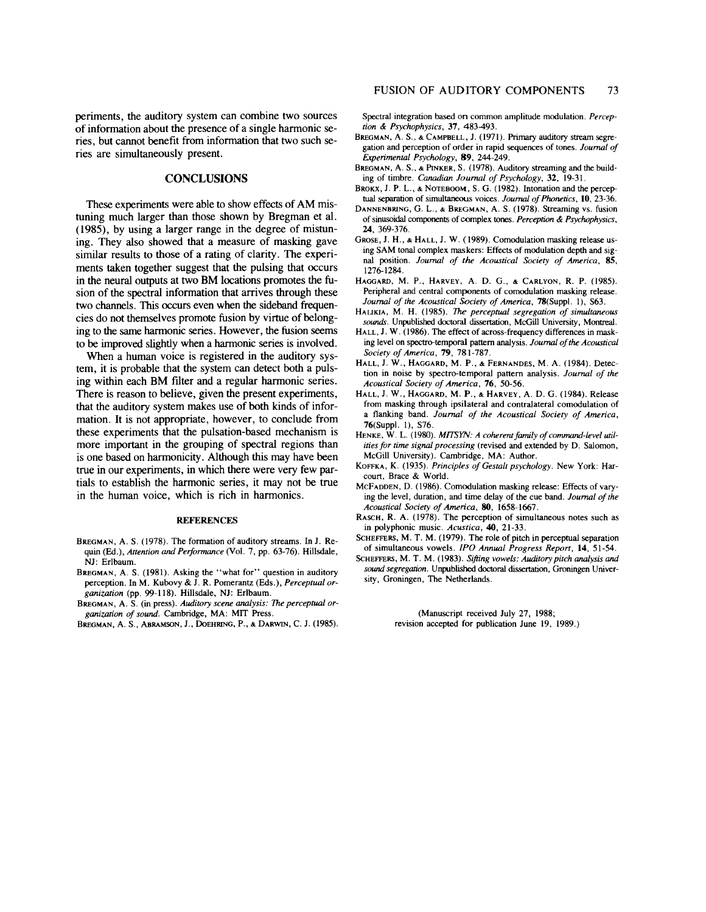periments, the auditory system can combine two sources of information about the presence of a single harmonic series, but cannot benefit from information that two such series are simultaneously present.

## CONCLUSIONS

These experiments were able to show effects of AM mistuning much larger than those shown by Bregman et al. (1985), by using a larger range in the degree of mistuning. They also showed that a measure of masking gave similar results to those of a rating of clarity. The experiments taken together suggest that the pulsing that occurs in the neural outputs at two BM locations promotes the fusion of the spectral information that arrives through these two channels. This occurs even when the sideband frequencies do not themselves promote fusion by virtue of belonging to the same harmonic series. However, the fusion seems to be improved slightly when a harmonic series is involved.

When a human voice is registered in the auditory system, it is probable that the system can detect both a pulsing within each BM filter and a regular harmonic series. There is reason to believe, given the present experiments, that the auditory system makes use of both kinds of information. It is not appropriate, however, to conclude from these experiments that the pulsation-based mechanism is more important in the grouping of spectral regions than is one based on harmonicity. Although this may have been true in our experiments, in which there were very few partials to establish the harmonic series, it may not be true in the human voice, which is rich in harmonics.

### REFERENCES

Bregman, A. S. (1978). The formation of auditory streams. In J. Requin (Ed.), *Attention and Performance* (Vol. 7, pp. 63-76). Hillsdale, NJ: Erlbaum.

Bregman, A. S. (1981). Asking the "what for" question in auditory perception. In M. Kubovy & J. R. Pomerantz (Eds.), *Perceptual organization* (pp. 99-118). Hillsdale, NJ: Erlbaum.

Bregman, A. S. (in press). *Auditory scene analysis: The perceptual organization of sound*. Cambridge, MA: MIT Press.

Bregman, A. S., Abramson, J., Doehring, P., & Darwin, C. J. (1985). Spectral integration based on common amplitude modulation. *Perception & Psychophysics*, **37**, 483-493.

Bregman, A. S., & Campbell, J. (1971). Primary auditory stream segregation and perception of order in rapid sequences of tones. *Journal of Experimental Psychology*, **89**, 244-249.

Bregman, A. S., & Pinker, S. (1978). Auditory streaming and the building of timbre. *Canadian Journal of Psychology*, **32**, 19-31.

Brokx, J. P. L., & Noteboom, S. G. (1982). Intonation and the perceptual separation of simultaneous voices. *Journal of Phonetics*, **10**, 23-36.

Dannenbring, G. L., & Bregman, A. S. (1978). Streaming vs. fusion of sinusoidal components of complex tones. *Perception & Psychophysics*, **24**, 369-376.

Grose, J. H., & Hall, J. W. (1989). Comodulation masking release using SAM tonal complex maskers: Effects of modulation depth and signal position. *Journal of the Acoustical Society of America*, **85**, 1276-1284.

Haggard, M. P., Harvey, A. D. G., & Carlyon, R. P. (1985). Peripheral and central components of comodulation masking release. *Journal of the Acoustical Society of America*, **78**(Suppl. 1), S63.

Halikia, M. H. (1985). *The perceptual segregation of simultaneous sounds*. Unpublished doctoral dissertation, McGill University, Montreal.

Hall, J. W. (1986). The effect of across-frequency differences in masking level on spectro-temporal pattern analysis. *Journal of the Acoustical Society of America*, **79**, 781-787.

Hall, J. W., Haggard, M. P., & Fernandes, M. A. (1984). Detection in noise by spectro-temporal pattern analysis. *Journal of the Acoustical Society of America*, **76**, 50-56.

Hall, J. W., Haggard, M. P., & Harvey, A. D. G. (1984). Release from masking through ipsilateral and contralateral comodulation of a flanking band. *Journal of the Acoustical Society of America*, **76**(Suppl. 1), S76.

Henke, W. L. (1980). *MITSYN: A coherent family of command-level utilities for time signal processing* (revised and extended by D. Salomon, McGill University). Cambridge, MA: Author.

Koffka, K. (1935). *Principles of Gestalt psychology*. New York: Harcourt, Brace & World.

McFadden, D. (1986). Comodulation masking release: Effects of varying the level, duration, and time delay of the cue band. *Journal of the Acoustical Society of America*, **80**, 1658-1667.

Rasch, R. A. (1978). The perception of simultaneous notes such as in polyphonic music. *Acustica*, **40**, 21-33.

Scheffers, M. T. M. (1979). The role of pitch in perceptual separation of simultaneous vowels. *IPO Annual Progress Report*, **14**, 51-54.

Scheffers, M. T. M. (1983). *Sifting vowels: Auditory pitch analysis and sound segregation*. Unpublished doctoral dissertation, Groningen University, Groningen, The Netherlands.

(Manuscript received July 27, 1988;
revision accepted for publication June 19, 1989.)